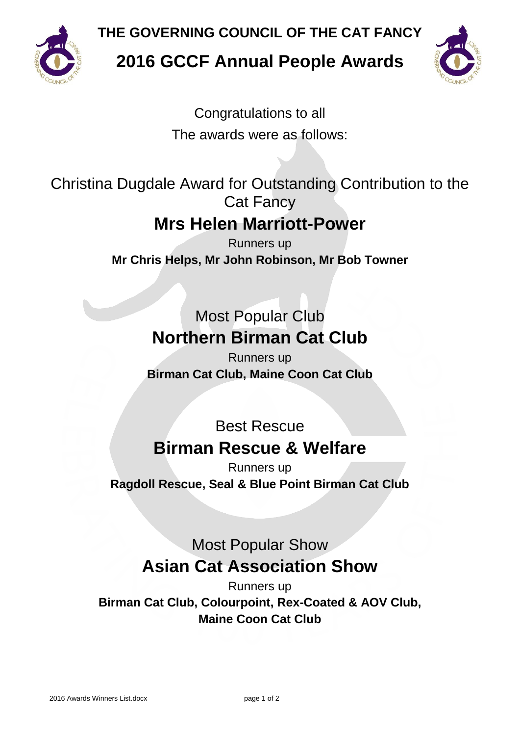# THE GOVERNING COUNCIL OF THE CAT FANCY

## 2016 GCCF Annual People Awards

Congratulations to all

The awards were as follows:

Christina Dugdale Award for Outstanding Contribution to the Cat Fancy

### Mrs Helen Marriott-Power

Runners up

**Mr Chris Helps, Mr John Robinson, Mr Bob Towner**

Most Popular Club

### Northern Birman Cat Club

Runners up

**Birman Cat Club, Maine Coon Cat Club**

Best Rescue

### Birman Rescue & Welfare

Runners up

**Ragdoll Rescue, Seal & Blue Point Birman Cat Club**

Most Popular Show

### Asian Cat Association Show

Runners up

**Birman Cat Club, Colourpoint, Rex-Coated & AOV Club, Maine Coon Cat Club**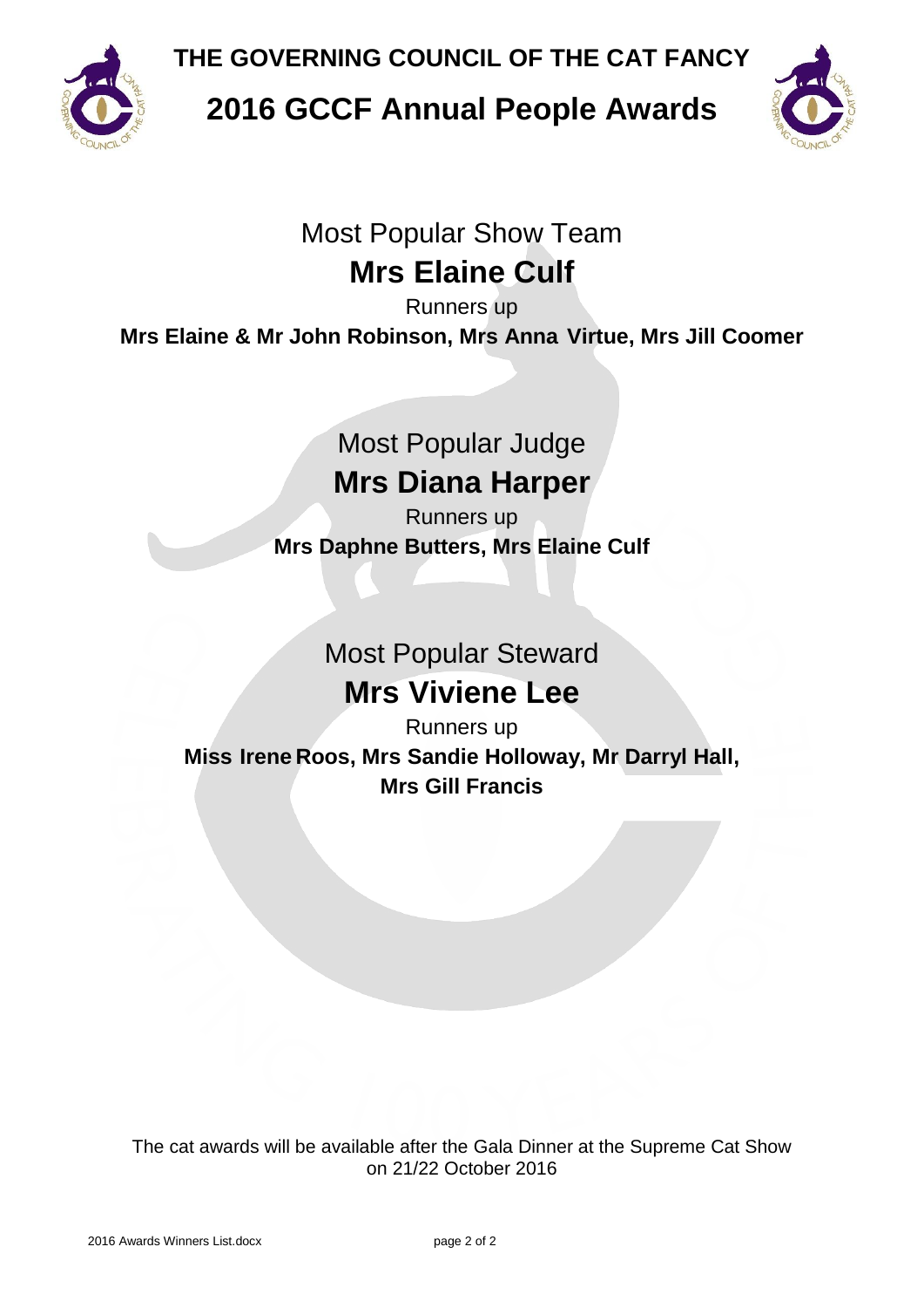# THE GOVERNING COUNCIL OF THE CAT FANCY

# 2016 GCCF Annual People Awards

## Most Popular Show Team

**Mrs Elaine Culf**

Runners up

**Mrs Elaine & Mr John Robinson, Mrs Anna Virtue, Mrs Jill Coomer**

## Most Popular Judge

**Mrs Diana Harper**

Runners up

**Mrs Daphne Butters, Mrs Elaine Culf**

## Most Popular Steward

**Mrs Viviene Lee**

Runners up

**Miss Irene Roos, Mrs Sandie Holloway, Mr Darryl Hall, Mrs Gill Francis**

The cat awards will be available after the Gala Dinner at the Supreme Cat Show on 21/22 October 2016